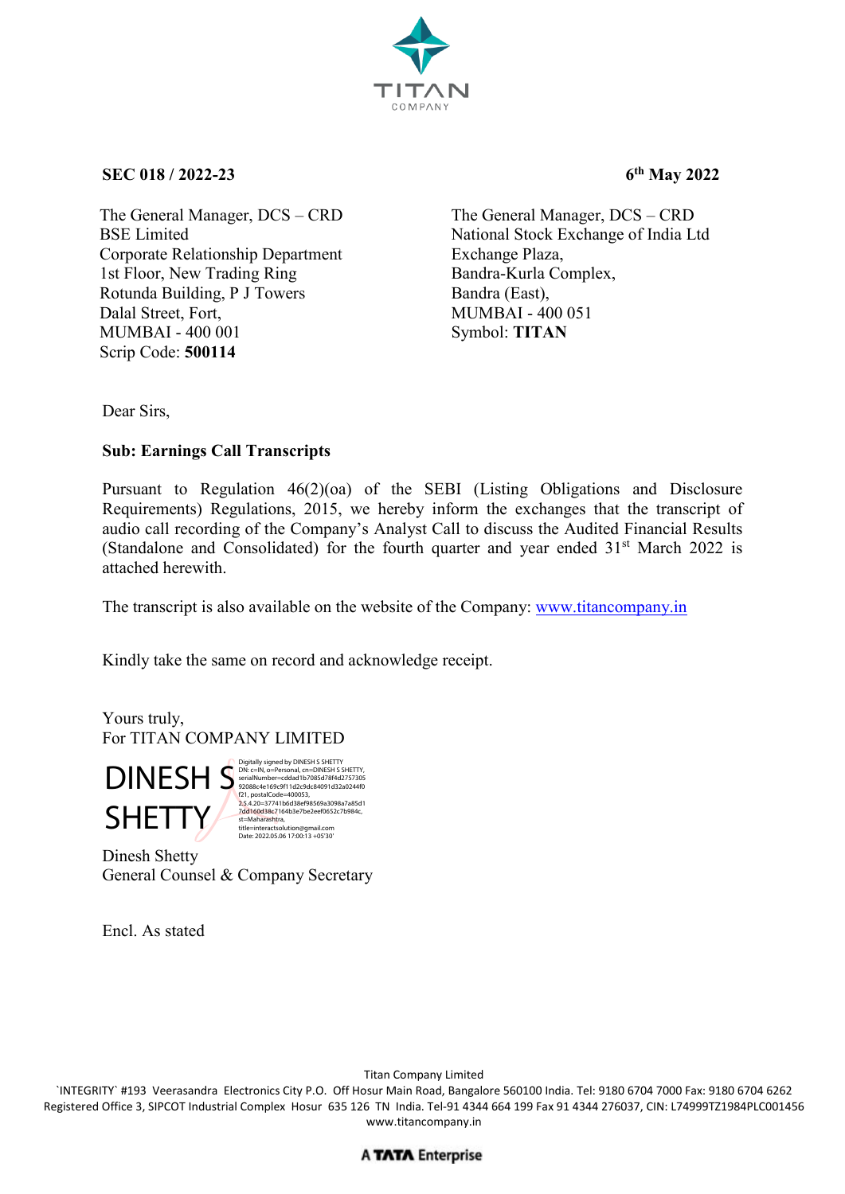TITAN COMPANY

**SEC 018 / 2022-23**

**6th May 2022**

The General Manager, DCS – CRD
BSE Limited
Corporate Relationship Department
1st Floor, New Trading Ring
Rotunda Building, P J Towers
Dalal Street, Fort,
MUMBAI - 400 001
Scrip Code: **500114**

The General Manager, DCS – CRD
National Stock Exchange of India Ltd
Exchange Plaza,
Bandra-Kurla Complex,
Bandra (East),
MUMBAI - 400 051
Symbol: **TITAN**

Dear Sirs,

**Sub: Earnings Call Transcripts**

Pursuant to Regulation 46(2)(oa) of the SEBI (Listing Obligations and Disclosure Requirements) Regulations, 2015, we hereby inform the exchanges that the transcript of audio call recording of the Company's Analyst Call to discuss the Audited Financial Results (Standalone and Consolidated) for the fourth quarter and year ended 31st March 2022 is attached herewith.

The transcript is also available on the website of the Company: www.titancompany.in

Kindly take the same on record and acknowledge receipt.

Yours truly,
For TITAN COMPANY LIMITED

DINESH S SHETTY

Digitally signed by DINESH S SHETTY
DN: c=IN, o=Personal, cn=DINESH S SHETTY, serialNumber=cddad1b7085d78f4d2757305 92088c4e169c9f11d2c9dc84091d32a0244f0 f21, postalCode=400053, 2.5.4.20=37741b6d38ef98569a3098a7a85d1 7dd160d38c7164b3e7be2eef0652c7b984c, st=Maharashtra, title=interactsolution@gmail.com
Date: 2022.05.06 17:00:13 +05'30'

Dinesh Shetty
General Counsel & Company Secretary

Encl. As stated

Titan Company Limited
`INTEGRITY` #193 Veerasandra Electronics City P.O. Off Hosur Main Road, Bangalore 560100 India. Tel: 9180 6704 7000 Fax: 9180 6704 6262
Registered Office 3, SIPCOT Industrial Complex Hosur 635 126 TN India. Tel-91 4344 664 199 Fax 91 4344 276037, CIN: L74999TZ1984PLC001456
www.titancompany.in

A TATA Enterprise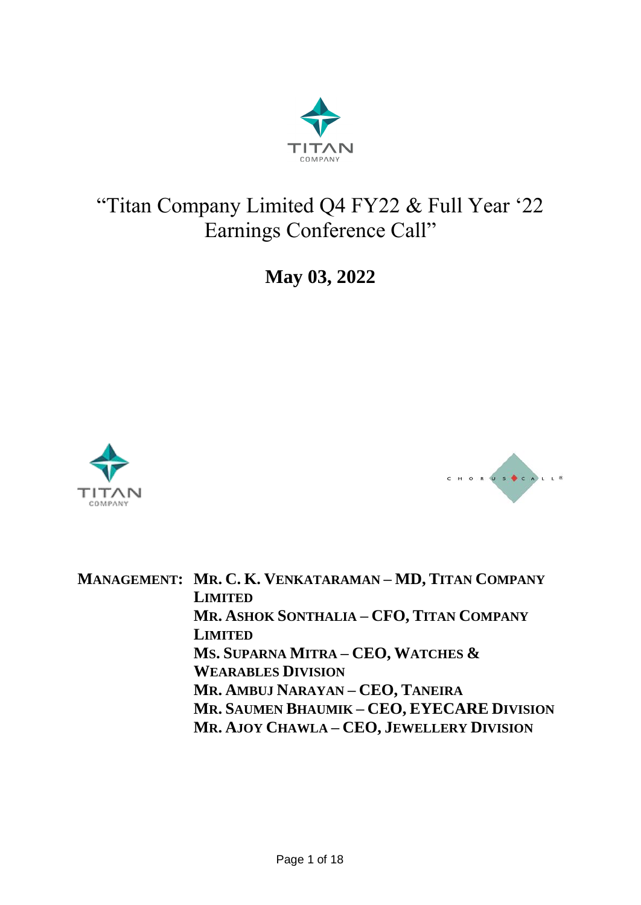# "Titan Company Limited Q4 FY22 & Full Year '22 Earnings Conference Call"

## May 03, 2022

**MANAGEMENT:**

**MR. C. K. VENKATARAMAN – MD, TITAN COMPANY LIMITED**

**MR. ASHOK SONTHALIA – CFO, TITAN COMPANY LIMITED**

**MS. SUPARNA MITRA – CEO, WATCHES & WEARABLES DIVISION**

**MR. AMBUJ NARAYAN – CEO, TANEIRA**

**MR. SAUMEN BHAUMIK – CEO, EYECARE DIVISION**

**MR. AJOY CHAWLA – CEO, JEWELLERY DIVISION**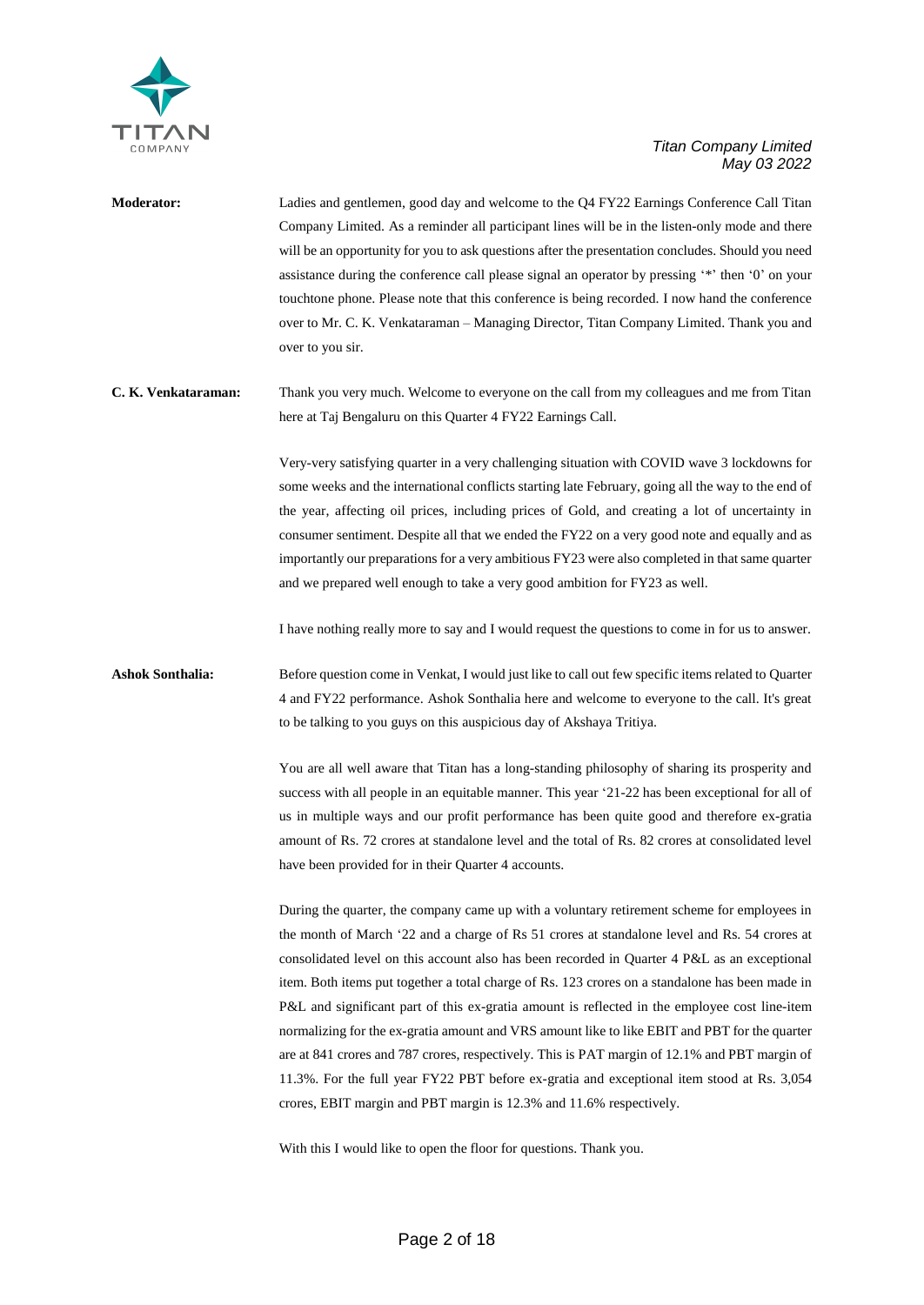**Moderator:** Ladies and gentlemen, good day and welcome to the Q4 FY22 Earnings Conference Call Titan Company Limited. As a reminder all participant lines will be in the listen-only mode and there will be an opportunity for you to ask questions after the presentation concludes. Should you need assistance during the conference call please signal an operator by pressing '*' then '0' on your touchtone phone. Please note that this conference is being recorded. I now hand the conference over to Mr. C. K. Venkataraman – Managing Director, Titan Company Limited. Thank you and over to you sir.

**C. K. Venkataraman:** Thank you very much. Welcome to everyone on the call from my colleagues and me from Titan here at Taj Bengaluru on this Quarter 4 FY22 Earnings Call.

Very-very satisfying quarter in a very challenging situation with COVID wave 3 lockdowns for some weeks and the international conflicts starting late February, going all the way to the end of the year, affecting oil prices, including prices of Gold, and creating a lot of uncertainty in consumer sentiment. Despite all that we ended the FY22 on a very good note and equally and as importantly our preparations for a very ambitious FY23 were also completed in that same quarter and we prepared well enough to take a very good ambition for FY23 as well.

I have nothing really more to say and I would request the questions to come in for us to answer.

**Ashok Sonthalia:** Before question come in Venkat, I would just like to call out few specific items related to Quarter 4 and FY22 performance. Ashok Sonthalia here and welcome to everyone to the call. It's great to be talking to you guys on this auspicious day of Akshaya Tritiya.

You are all well aware that Titan has a long-standing philosophy of sharing its prosperity and success with all people in an equitable manner. This year '21-22 has been exceptional for all of us in multiple ways and our profit performance has been quite good and therefore ex-gratia amount of Rs. 72 crores at standalone level and the total of Rs. 82 crores at consolidated level have been provided for in their Quarter 4 accounts.

During the quarter, the company came up with a voluntary retirement scheme for employees in the month of March '22 and a charge of Rs 51 crores at standalone level and Rs. 54 crores at consolidated level on this account also has been recorded in Quarter 4 P&L as an exceptional item. Both items put together a total charge of Rs. 123 crores on a standalone has been made in P&L and significant part of this ex-gratia amount is reflected in the employee cost line-item normalizing for the ex-gratia amount and VRS amount like to like EBIT and PBT for the quarter are at 841 crores and 787 crores, respectively. This is PAT margin of 12.1% and PBT margin of 11.3%. For the full year FY22 PBT before ex-gratia and exceptional item stood at Rs. 3,054 crores, EBIT margin and PBT margin is 12.3% and 11.6% respectively.

With this I would like to open the floor for questions. Thank you.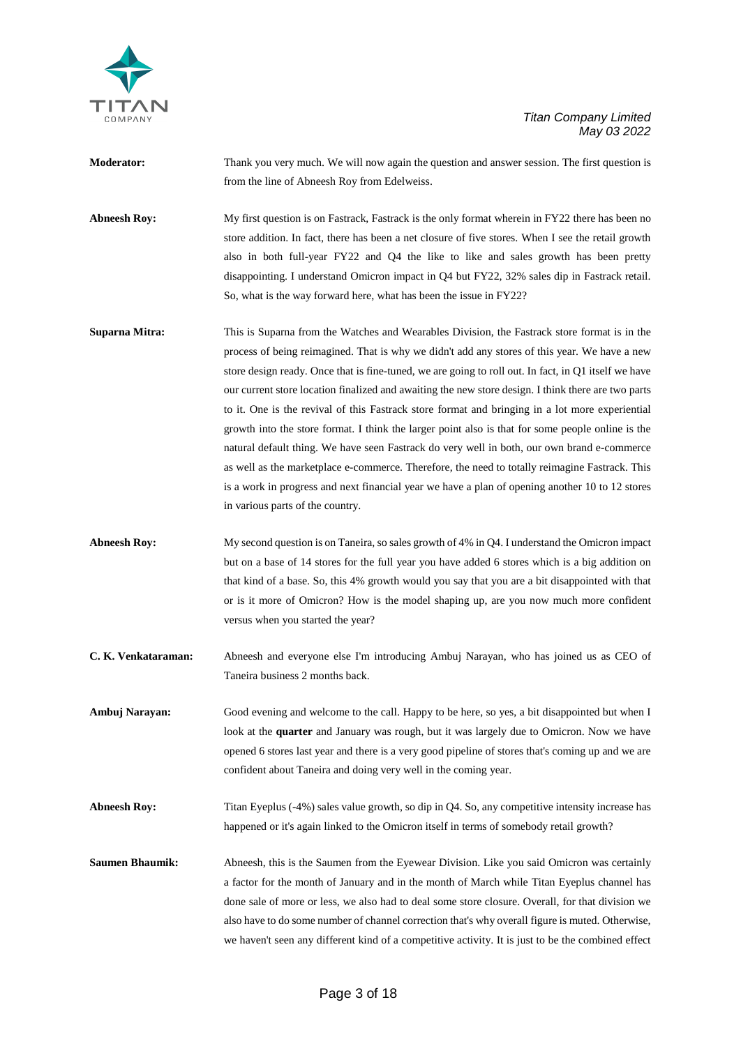**Moderator:** Thank you very much. We will now again the question and answer session. The first question is from the line of Abneesh Roy from Edelweiss.

**Abneesh Roy:** My first question is on Fastrack, Fastrack is the only format wherein in FY22 there has been no store addition. In fact, there has been a net closure of five stores. When I see the retail growth also in both full-year FY22 and Q4 the like to like and sales growth has been pretty disappointing. I understand Omicron impact in Q4 but FY22, 32% sales dip in Fastrack retail. So, what is the way forward here, what has been the issue in FY22?

**Suparna Mitra:** This is Suparna from the Watches and Wearables Division, the Fastrack store format is in the process of being reimagined. That is why we didn't add any stores of this year. We have a new store design ready. Once that is fine-tuned, we are going to roll out. In fact, in Q1 itself we have our current store location finalized and awaiting the new store design. I think there are two parts to it. One is the revival of this Fastrack store format and bringing in a lot more experiential growth into the store format. I think the larger point also is that for some people online is the natural default thing. We have seen Fastrack do very well in both, our own brand e-commerce as well as the marketplace e-commerce. Therefore, the need to totally reimagine Fastrack. This is a work in progress and next financial year we have a plan of opening another 10 to 12 stores in various parts of the country.

**Abneesh Roy:** My second question is on Taneira, so sales growth of 4% in Q4. I understand the Omicron impact but on a base of 14 stores for the full year you have added 6 stores which is a big addition on that kind of a base. So, this 4% growth would you say that you are a bit disappointed with that or is it more of Omicron? How is the model shaping up, are you now much more confident versus when you started the year?

**C. K. Venkataraman:** Abneesh and everyone else I'm introducing Ambuj Narayan, who has joined us as CEO of Taneira business 2 months back.

**Ambuj Narayan:** Good evening and welcome to the call. Happy to be here, so yes, a bit disappointed but when I look at the **quarter** and January was rough, but it was largely due to Omicron. Now we have opened 6 stores last year and there is a very good pipeline of stores that's coming up and we are confident about Taneira and doing very well in the coming year.

**Abneesh Roy:** Titan Eyeplus (-4%) sales value growth, so dip in Q4. So, any competitive intensity increase has happened or it's again linked to the Omicron itself in terms of somebody retail growth?

**Saumen Bhaumik:** Abneesh, this is the Saumen from the Eyewear Division. Like you said Omicron was certainly a factor for the month of January and in the month of March while Titan Eyeplus channel has done sale of more or less, we also had to deal some store closure. Overall, for that division we also have to do some number of channel correction that's why overall figure is muted. Otherwise, we haven't seen any different kind of a competitive activity. It is just to be the combined effect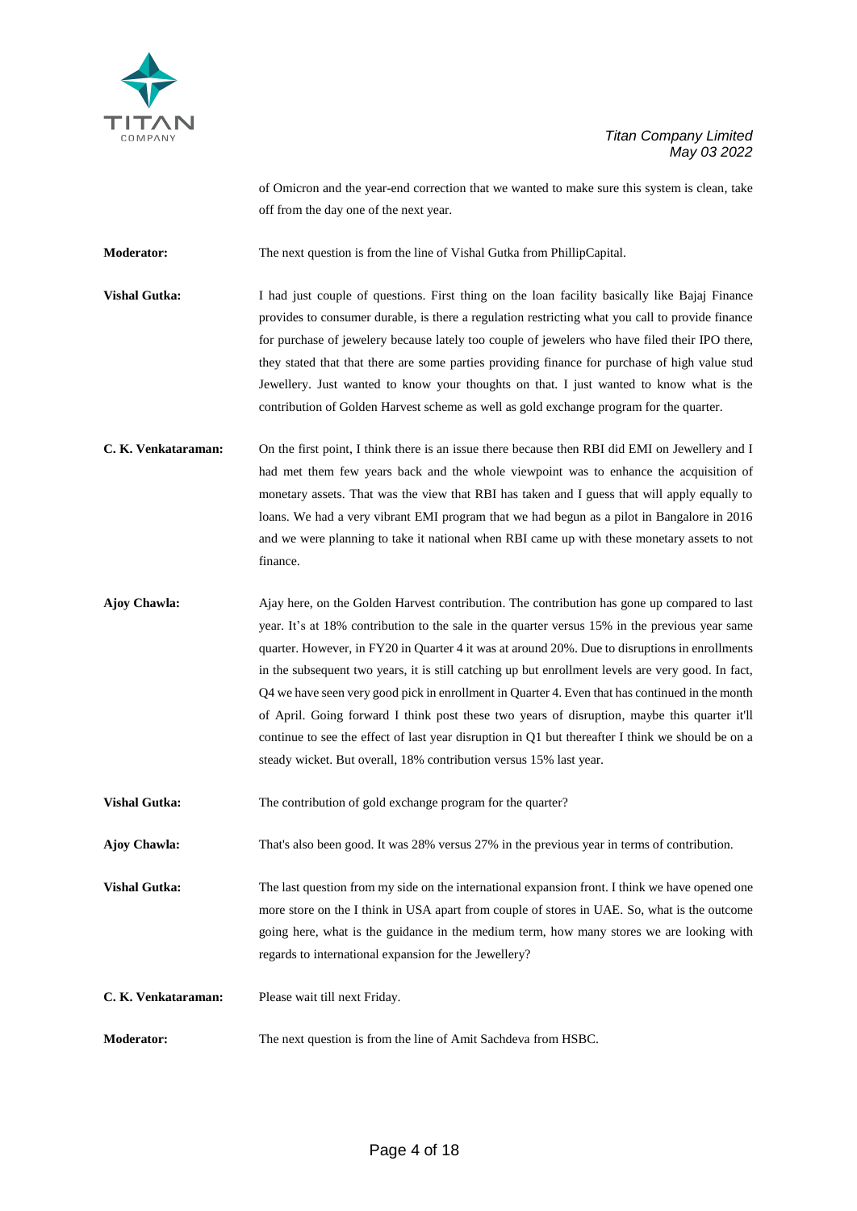of Omicron and the year-end correction that we wanted to make sure this system is clean, take off from the day one of the next year.

**Moderator:** The next question is from the line of Vishal Gutka from PhillipCapital.

**Vishal Gutka:** I had just couple of questions. First thing on the loan facility basically like Bajaj Finance provides to consumer durable, is there a regulation restricting what you call to provide finance for purchase of jewelery because lately too couple of jewelers who have filed their IPO there, they stated that that there are some parties providing finance for purchase of high value stud Jewellery. Just wanted to know your thoughts on that. I just wanted to know what is the contribution of Golden Harvest scheme as well as gold exchange program for the quarter.

**C. K. Venkataraman:** On the first point, I think there is an issue there because then RBI did EMI on Jewellery and I had met them few years back and the whole viewpoint was to enhance the acquisition of monetary assets. That was the view that RBI has taken and I guess that will apply equally to loans. We had a very vibrant EMI program that we had begun as a pilot in Bangalore in 2016 and we were planning to take it national when RBI came up with these monetary assets to not finance.

**Ajoy Chawla:** Ajay here, on the Golden Harvest contribution. The contribution has gone up compared to last year. It's at 18% contribution to the sale in the quarter versus 15% in the previous year same quarter. However, in FY20 in Quarter 4 it was at around 20%. Due to disruptions in enrollments in the subsequent two years, it is still catching up but enrollment levels are very good. In fact, Q4 we have seen very good pick in enrollment in Quarter 4. Even that has continued in the month of April. Going forward I think post these two years of disruption, maybe this quarter it'll continue to see the effect of last year disruption in Q1 but thereafter I think we should be on a steady wicket. But overall, 18% contribution versus 15% last year.

**Vishal Gutka:** The contribution of gold exchange program for the quarter?

**Ajoy Chawla:** That's also been good. It was 28% versus 27% in the previous year in terms of contribution.

**Vishal Gutka:** The last question from my side on the international expansion front. I think we have opened one more store on the I think in USA apart from couple of stores in UAE. So, what is the outcome going here, what is the guidance in the medium term, how many stores we are looking with regards to international expansion for the Jewellery?

**C. K. Venkataraman:** Please wait till next Friday.

**Moderator:** The next question is from the line of Amit Sachdeva from HSBC.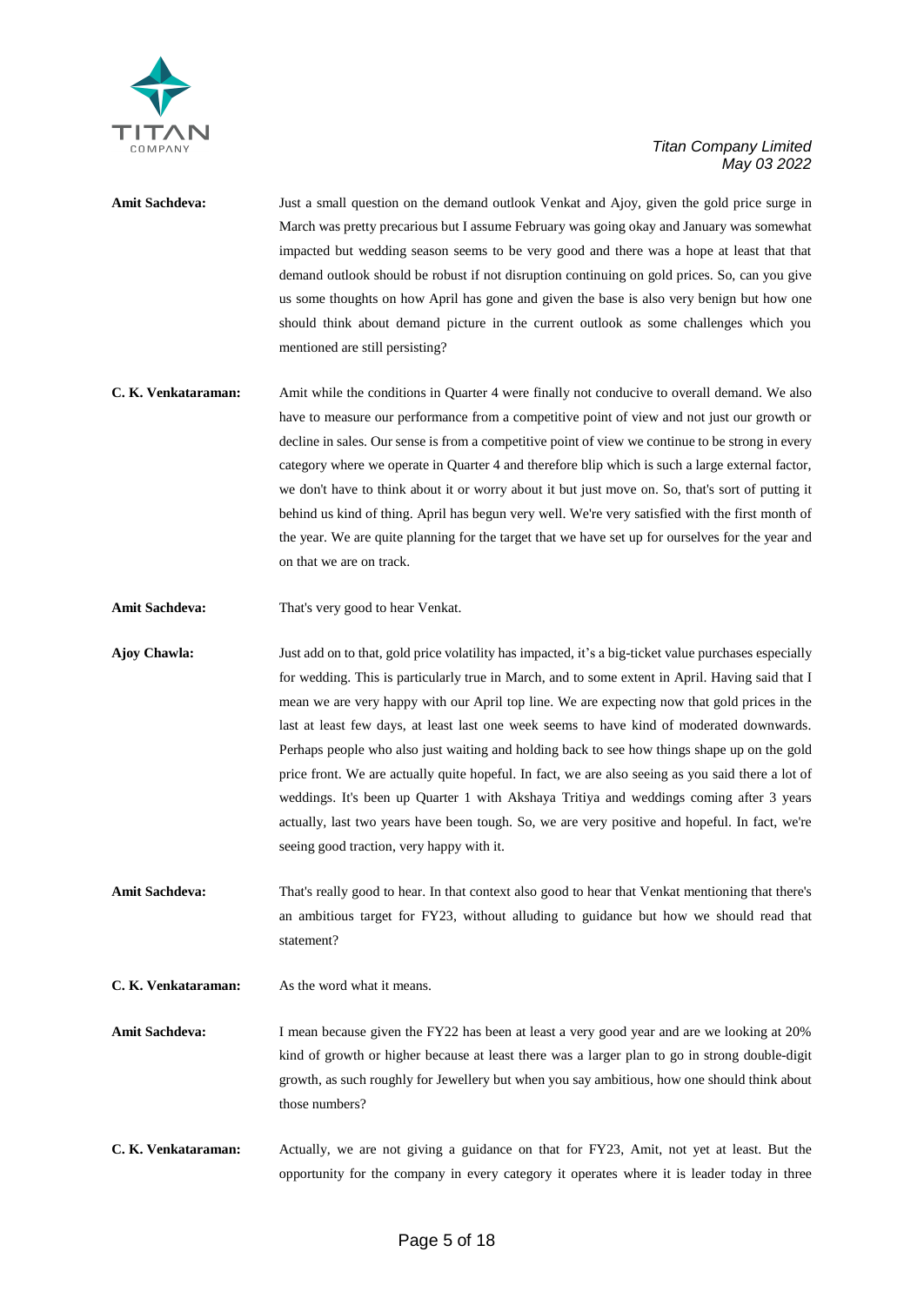**Amit Sachdeva:** Just a small question on the demand outlook Venkat and Ajoy, given the gold price surge in March was pretty precarious but I assume February was going okay and January was somewhat impacted but wedding season seems to be very good and there was a hope at least that that demand outlook should be robust if not disruption continuing on gold prices. So, can you give us some thoughts on how April has gone and given the base is also very benign but how one should think about demand picture in the current outlook as some challenges which you mentioned are still persisting?

**C. K. Venkataraman:** Amit while the conditions in Quarter 4 were finally not conducive to overall demand. We also have to measure our performance from a competitive point of view and not just our growth or decline in sales. Our sense is from a competitive point of view we continue to be strong in every category where we operate in Quarter 4 and therefore blip which is such a large external factor, we don't have to think about it or worry about it but just move on. So, that's sort of putting it behind us kind of thing. April has begun very well. We're very satisfied with the first month of the year. We are quite planning for the target that we have set up for ourselves for the year and on that we are on track.

**Amit Sachdeva:** That's very good to hear Venkat.

**Ajoy Chawla:** Just add on to that, gold price volatility has impacted, it's a big-ticket value purchases especially for wedding. This is particularly true in March, and to some extent in April. Having said that I mean we are very happy with our April top line. We are expecting now that gold prices in the last at least few days, at least last one week seems to have kind of moderated downwards. Perhaps people who also just waiting and holding back to see how things shape up on the gold price front. We are actually quite hopeful. In fact, we are also seeing as you said there a lot of weddings. It's been up Quarter 1 with Akshaya Tritiya and weddings coming after 3 years actually, last two years have been tough. So, we are very positive and hopeful. In fact, we're seeing good traction, very happy with it.

**Amit Sachdeva:** That's really good to hear. In that context also good to hear that Venkat mentioning that there's an ambitious target for FY23, without alluding to guidance but how we should read that statement?

**C. K. Venkataraman:** As the word what it means.

**Amit Sachdeva:** I mean because given the FY22 has been at least a very good year and are we looking at 20% kind of growth or higher because at least there was a larger plan to go in strong double-digit growth, as such roughly for Jewellery but when you say ambitious, how one should think about those numbers?

**C. K. Venkataraman:** Actually, we are not giving a guidance on that for FY23, Amit, not yet at least. But the opportunity for the company in every category it operates where it is leader today in three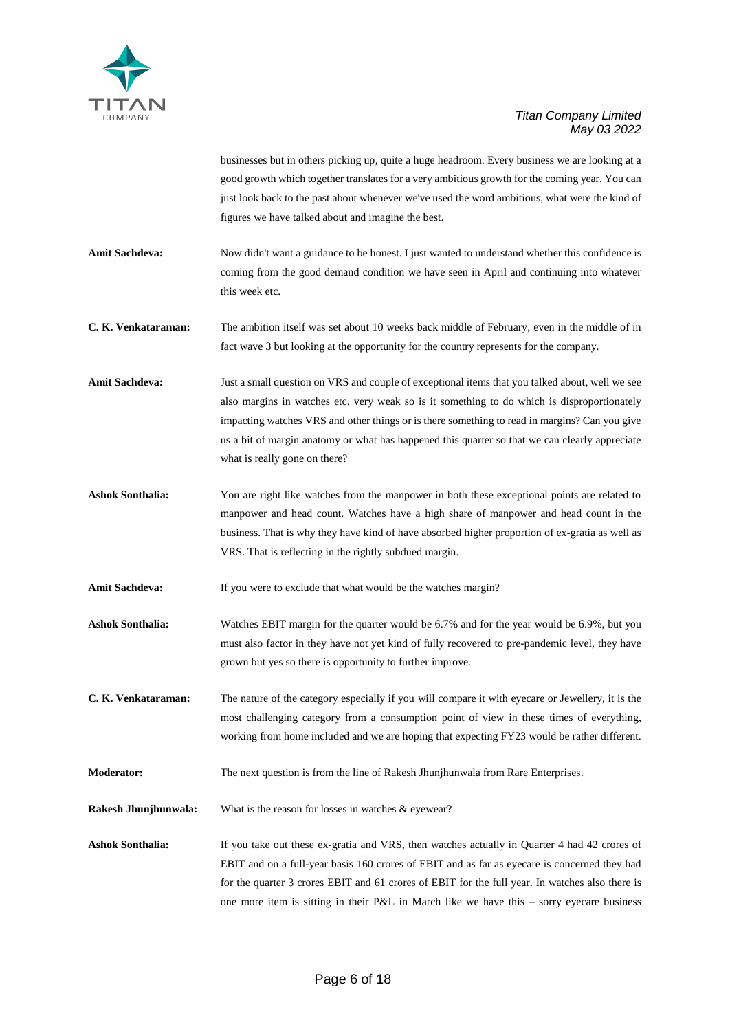businesses but in others picking up, quite a huge headroom. Every business we are looking at a good growth which together translates for a very ambitious growth for the coming year. You can just look back to the past about whenever we've used the word ambitious, what were the kind of figures we have talked about and imagine the best.

**Amit Sachdeva:** Now didn't want a guidance to be honest. I just wanted to understand whether this confidence is coming from the good demand condition we have seen in April and continuing into whatever this week etc.

**C. K. Venkataraman:** The ambition itself was set about 10 weeks back middle of February, even in the middle of in fact wave 3 but looking at the opportunity for the country represents for the company.

**Amit Sachdeva:** Just a small question on VRS and couple of exceptional items that you talked about, well we see also margins in watches etc. very weak so is it something to do which is disproportionately impacting watches VRS and other things or is there something to read in margins? Can you give us a bit of margin anatomy or what has happened this quarter so that we can clearly appreciate what is really gone on there?

**Ashok Sonthalia:** You are right like watches from the manpower in both these exceptional points are related to manpower and head count. Watches have a high share of manpower and head count in the business. That is why they have kind of have absorbed higher proportion of ex-gratia as well as VRS. That is reflecting in the rightly subdued margin.

**Amit Sachdeva:** If you were to exclude that what would be the watches margin?

**Ashok Sonthalia:** Watches EBIT margin for the quarter would be 6.7% and for the year would be 6.9%, but you must also factor in they have not yet kind of fully recovered to pre-pandemic level, they have grown but yes so there is opportunity to further improve.

**C. K. Venkataraman:** The nature of the category especially if you will compare it with eyecare or Jewellery, it is the most challenging category from a consumption point of view in these times of everything, working from home included and we are hoping that expecting FY23 would be rather different.

**Moderator:** The next question is from the line of Rakesh Jhunjhunwala from Rare Enterprises.

**Rakesh Jhunjhunwala:** What is the reason for losses in watches & eyewear?

**Ashok Sonthalia:** If you take out these ex-gratia and VRS, then watches actually in Quarter 4 had 42 crores of EBIT and on a full-year basis 160 crores of EBIT and as far as eyecare is concerned they had for the quarter 3 crores EBIT and 61 crores of EBIT for the full year. In watches also there is one more item is sitting in their P&L in March like we have this – sorry eyecare business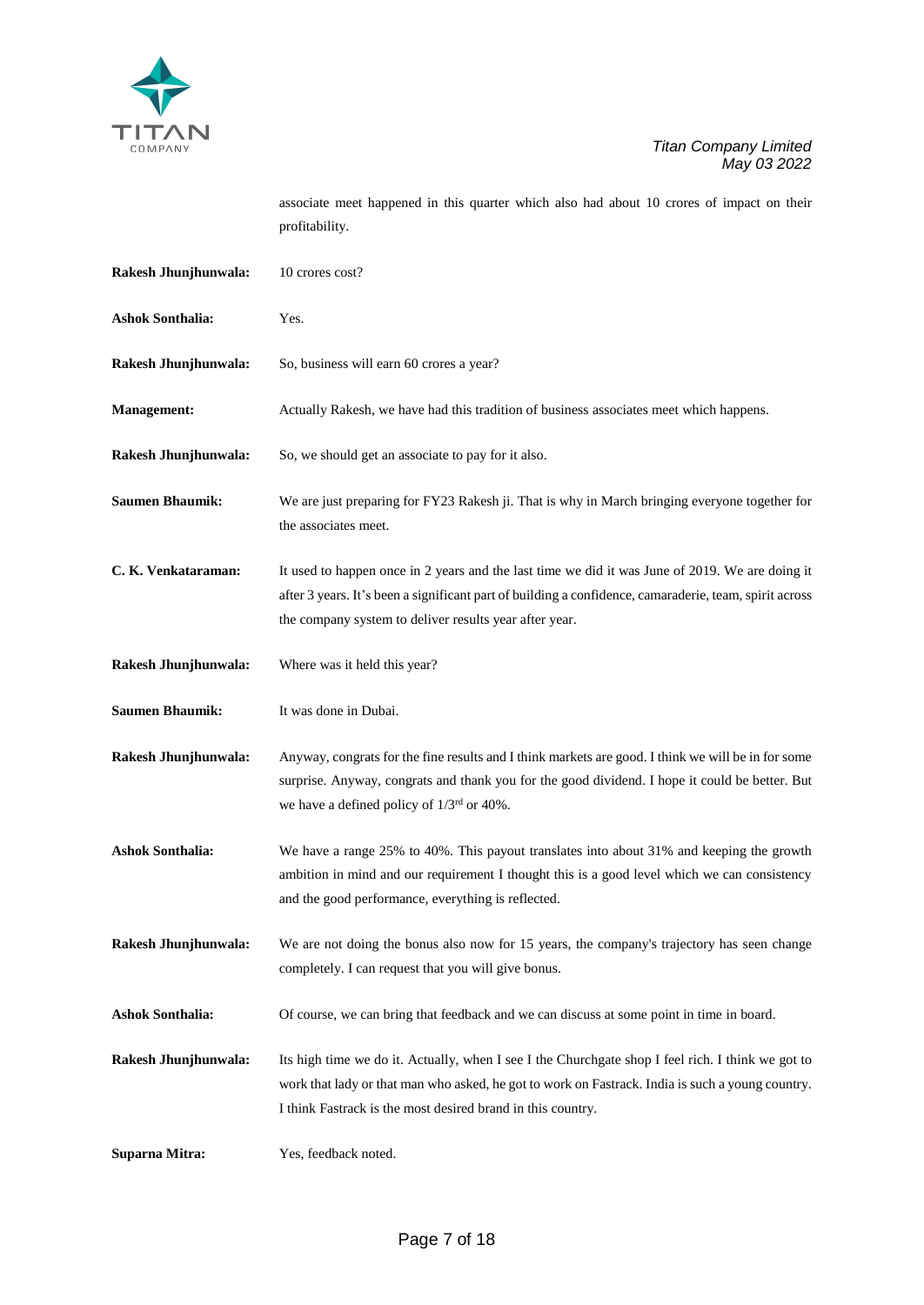associate meet happened in this quarter which also had about 10 crores of impact on their profitability.

**Rakesh Jhunjhunwala:** 10 crores cost?

**Ashok Sonthalia:** Yes.

**Rakesh Jhunjhunwala:** So, business will earn 60 crores a year?

**Management:** Actually Rakesh, we have had this tradition of business associates meet which happens.

**Rakesh Jhunjhunwala:** So, we should get an associate to pay for it also.

**Saumen Bhaumik:** We are just preparing for FY23 Rakesh ji. That is why in March bringing everyone together for the associates meet.

**C. K. Venkataraman:** It used to happen once in 2 years and the last time we did it was June of 2019. We are doing it after 3 years. It's been a significant part of building a confidence, camaraderie, team, spirit across the company system to deliver results year after year.

**Rakesh Jhunjhunwala:** Where was it held this year?

**Saumen Bhaumik:** It was done in Dubai.

**Rakesh Jhunjhunwala:** Anyway, congrats for the fine results and I think markets are good. I think we will be in for some surprise. Anyway, congrats and thank you for the good dividend. I hope it could be better. But we have a defined policy of 1/3rd or 40%.

**Ashok Sonthalia:** We have a range 25% to 40%. This payout translates into about 31% and keeping the growth ambition in mind and our requirement I thought this is a good level which we can consistency and the good performance, everything is reflected.

**Rakesh Jhunjhunwala:** We are not doing the bonus also now for 15 years, the company's trajectory has seen change completely. I can request that you will give bonus.

**Ashok Sonthalia:** Of course, we can bring that feedback and we can discuss at some point in time in board.

**Rakesh Jhunjhunwala:** Its high time we do it. Actually, when I see I the Churchgate shop I feel rich. I think we got to work that lady or that man who asked, he got to work on Fastrack. India is such a young country. I think Fastrack is the most desired brand in this country.

**Suparna Mitra:** Yes, feedback noted.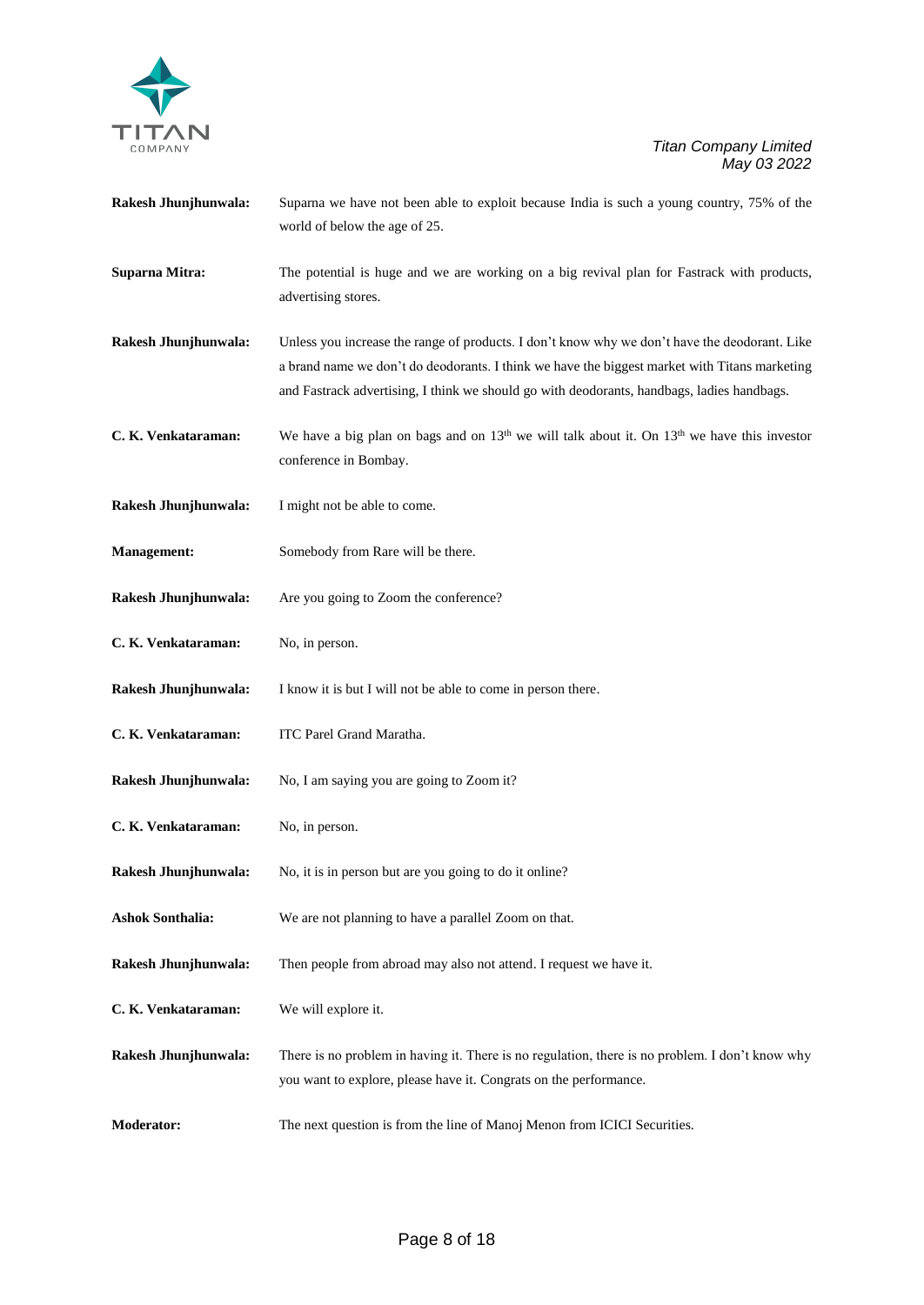**Rakesh Jhunjhunwala:** Suparna we have not been able to exploit because India is such a young country, 75% of the world of below the age of 25.

**Suparna Mitra:** The potential is huge and we are working on a big revival plan for Fastrack with products, advertising stores.

**Rakesh Jhunjhunwala:** Unless you increase the range of products. I don't know why we don't have the deodorant. Like a brand name we don't do deodorants. I think we have the biggest market with Titans marketing and Fastrack advertising, I think we should go with deodorants, handbags, ladies handbags.

**C. K. Venkataraman:** We have a big plan on bags and on 13th we will talk about it. On 13th we have this investor conference in Bombay.

**Rakesh Jhunjhunwala:** I might not be able to come.

**Management:** Somebody from Rare will be there.

**Rakesh Jhunjhunwala:** Are you going to Zoom the conference?

**C. K. Venkataraman:** No, in person.

**Rakesh Jhunjhunwala:** I know it is but I will not be able to come in person there.

**C. K. Venkataraman:** ITC Parel Grand Maratha.

**Rakesh Jhunjhunwala:** No, I am saying you are going to Zoom it?

**C. K. Venkataraman:** No, in person.

**Rakesh Jhunjhunwala:** No, it is in person but are you going to do it online?

**Ashok Sonthalia:** We are not planning to have a parallel Zoom on that.

**Rakesh Jhunjhunwala:** Then people from abroad may also not attend. I request we have it.

**C. K. Venkataraman:** We will explore it.

**Rakesh Jhunjhunwala:** There is no problem in having it. There is no regulation, there is no problem. I don't know why you want to explore, please have it. Congrats on the performance.

**Moderator:** The next question is from the line of Manoj Menon from ICICI Securities.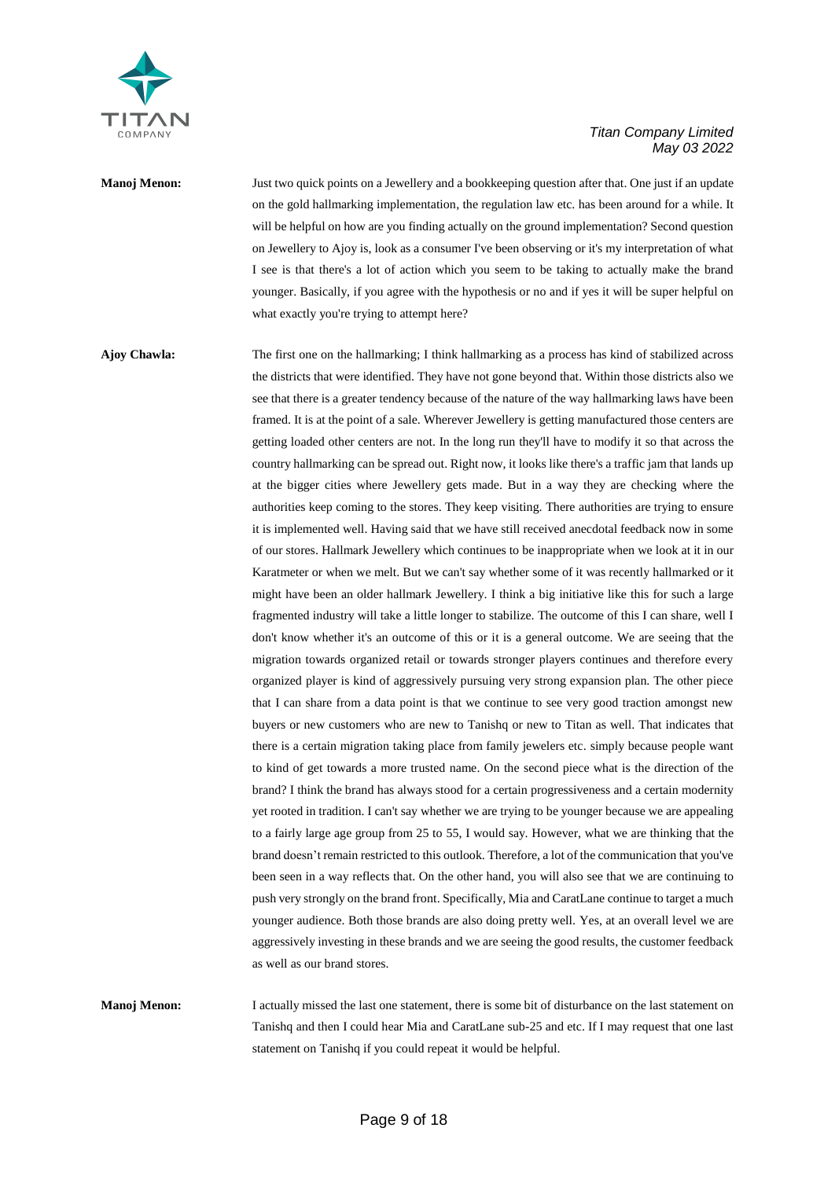**Manoj Menon:** Just two quick points on a Jewellery and a bookkeeping question after that. One just if an update on the gold hallmarking implementation, the regulation law etc. has been around for a while. It will be helpful on how are you finding actually on the ground implementation? Second question on Jewellery to Ajoy is, look as a consumer I've been observing or it's my interpretation of what I see is that there's a lot of action which you seem to be taking to actually make the brand younger. Basically, if you agree with the hypothesis or no and if yes it will be super helpful on what exactly you're trying to attempt here?

**Ajoy Chawla:** The first one on the hallmarking; I think hallmarking as a process has kind of stabilized across the districts that were identified. They have not gone beyond that. Within those districts also we see that there is a greater tendency because of the nature of the way hallmarking laws have been framed. It is at the point of a sale. Wherever Jewellery is getting manufactured those centers are getting loaded other centers are not. In the long run they'll have to modify it so that across the country hallmarking can be spread out. Right now, it looks like there's a traffic jam that lands up at the bigger cities where Jewellery gets made. But in a way they are checking where the authorities keep coming to the stores. They keep visiting. There authorities are trying to ensure it is implemented well. Having said that we have still received anecdotal feedback now in some of our stores. Hallmark Jewellery which continues to be inappropriate when we look at it in our Karatmeter or when we melt. But we can't say whether some of it was recently hallmarked or it might have been an older hallmark Jewellery. I think a big initiative like this for such a large fragmented industry will take a little longer to stabilize. The outcome of this I can share, well I don't know whether it's an outcome of this or it is a general outcome. We are seeing that the migration towards organized retail or towards stronger players continues and therefore every organized player is kind of aggressively pursuing very strong expansion plan. The other piece that I can share from a data point is that we continue to see very good traction amongst new buyers or new customers who are new to Tanishq or new to Titan as well. That indicates that there is a certain migration taking place from family jewelers etc. simply because people want to kind of get towards a more trusted name. On the second piece what is the direction of the brand? I think the brand has always stood for a certain progressiveness and a certain modernity yet rooted in tradition. I can't say whether we are trying to be younger because we are appealing to a fairly large age group from 25 to 55, I would say. However, what we are thinking that the brand doesn't remain restricted to this outlook. Therefore, a lot of the communication that you've been seen in a way reflects that. On the other hand, you will also see that we are continuing to push very strongly on the brand front. Specifically, Mia and CaratLane continue to target a much younger audience. Both those brands are also doing pretty well. Yes, at an overall level we are aggressively investing in these brands and we are seeing the good results, the customer feedback as well as our brand stores.

**Manoj Menon:** I actually missed the last one statement, there is some bit of disturbance on the last statement on Tanishq and then I could hear Mia and CaratLane sub-25 and etc. If I may request that one last statement on Tanishq if you could repeat it would be helpful.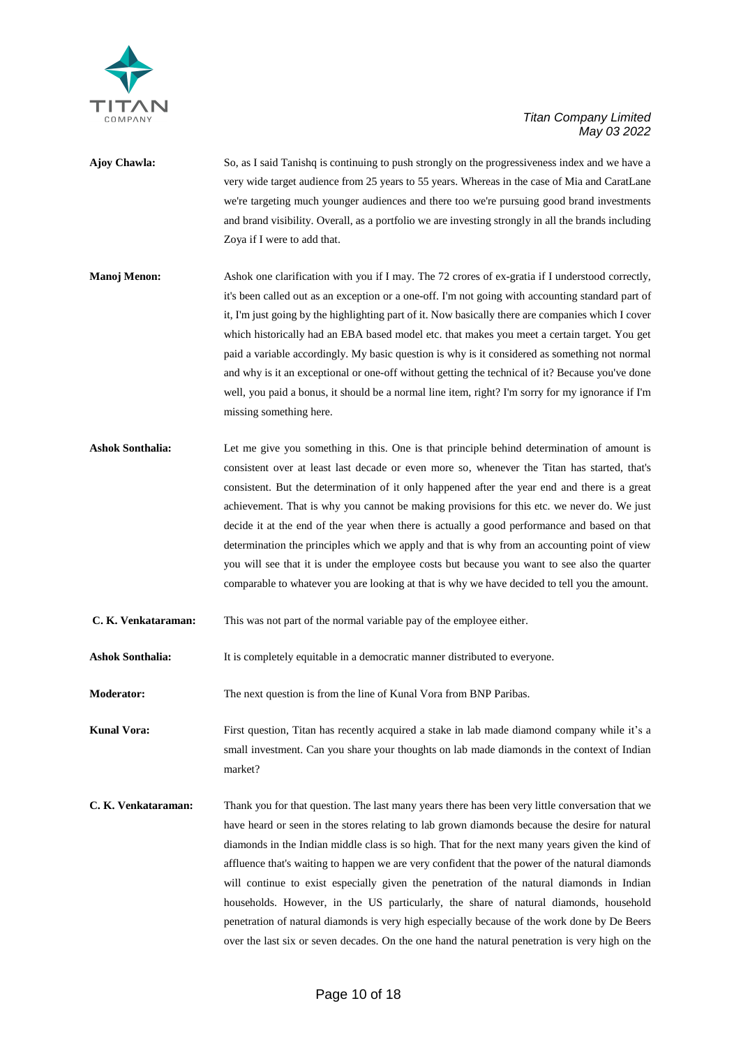**Ajoy Chawla:** So, as I said Tanishq is continuing to push strongly on the progressiveness index and we have a very wide target audience from 25 years to 55 years. Whereas in the case of Mia and CaratLane we're targeting much younger audiences and there too we're pursuing good brand investments and brand visibility. Overall, as a portfolio we are investing strongly in all the brands including Zoya if I were to add that.

**Manoj Menon:** Ashok one clarification with you if I may. The 72 crores of ex-gratia if I understood correctly, it's been called out as an exception or a one-off. I'm not going with accounting standard part of it, I'm just going by the highlighting part of it. Now basically there are companies which I cover which historically had an EBA based model etc. that makes you meet a certain target. You get paid a variable accordingly. My basic question is why is it considered as something not normal and why is it an exceptional or one-off without getting the technical of it? Because you've done well, you paid a bonus, it should be a normal line item, right? I'm sorry for my ignorance if I'm missing something here.

**Ashok Sonthalia:** Let me give you something in this. One is that principle behind determination of amount is consistent over at least last decade or even more so, whenever the Titan has started, that's consistent. But the determination of it only happened after the year end and there is a great achievement. That is why you cannot be making provisions for this etc. we never do. We just decide it at the end of the year when there is actually a good performance and based on that determination the principles which we apply and that is why from an accounting point of view you will see that it is under the employee costs but because you want to see also the quarter comparable to whatever you are looking at that is why we have decided to tell you the amount.

**C. K. Venkataraman:** This was not part of the normal variable pay of the employee either.

**Ashok Sonthalia:** It is completely equitable in a democratic manner distributed to everyone.

**Moderator:** The next question is from the line of Kunal Vora from BNP Paribas.

**Kunal Vora:** First question, Titan has recently acquired a stake in lab made diamond company while it's a small investment. Can you share your thoughts on lab made diamonds in the context of Indian market?

**C. K. Venkataraman:** Thank you for that question. The last many years there has been very little conversation that we have heard or seen in the stores relating to lab grown diamonds because the desire for natural diamonds in the Indian middle class is so high. That for the next many years given the kind of affluence that's waiting to happen we are very confident that the power of the natural diamonds will continue to exist especially given the penetration of the natural diamonds in Indian households. However, in the US particularly, the share of natural diamonds, household penetration of natural diamonds is very high especially because of the work done by De Beers over the last six or seven decades. On the one hand the natural penetration is very high on the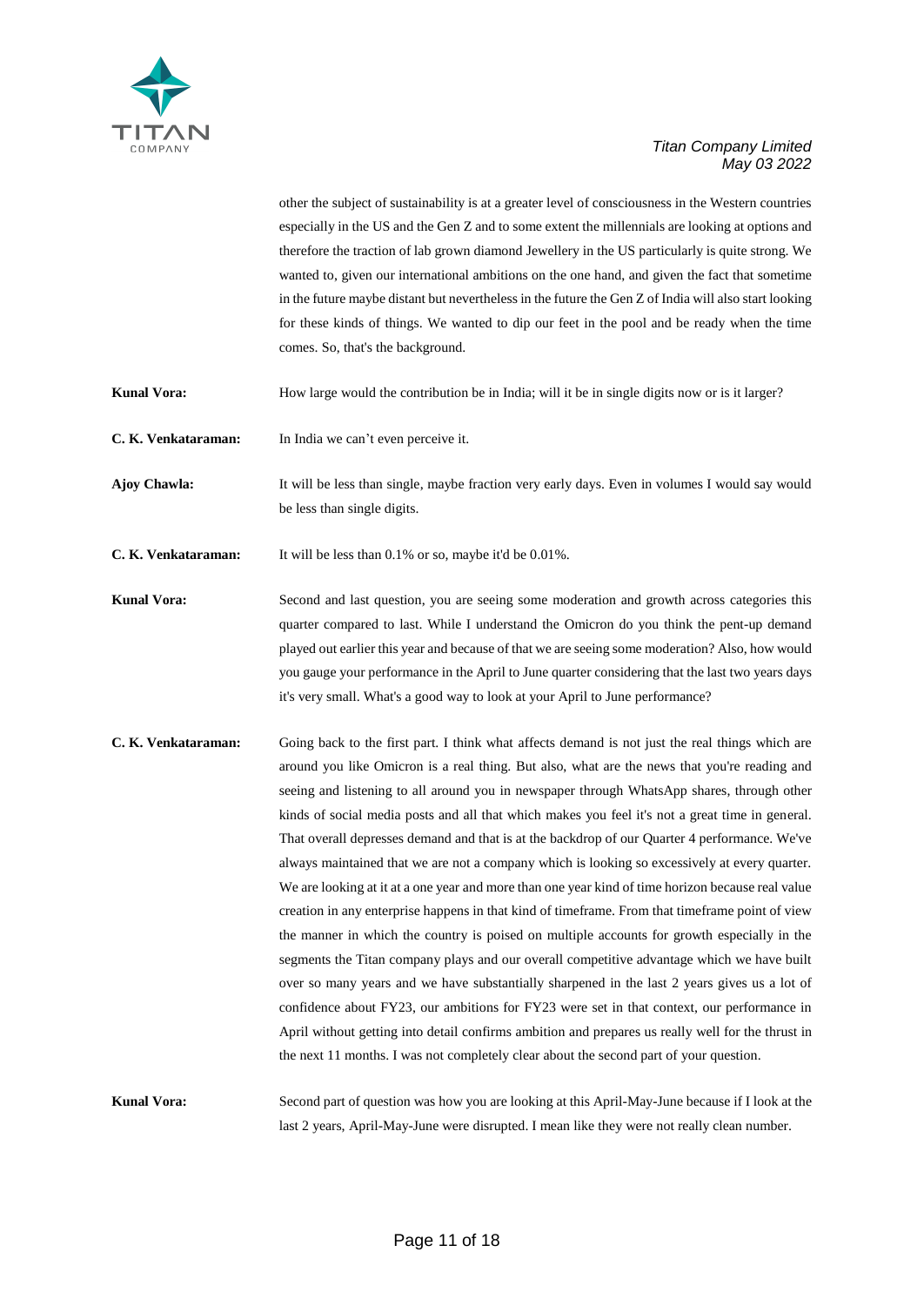other the subject of sustainability is at a greater level of consciousness in the Western countries especially in the US and the Gen Z and to some extent the millennials are looking at options and therefore the traction of lab grown diamond Jewellery in the US particularly is quite strong. We wanted to, given our international ambitions on the one hand, and given the fact that sometime in the future maybe distant but nevertheless in the future the Gen Z of India will also start looking for these kinds of things. We wanted to dip our feet in the pool and be ready when the time comes. So, that's the background.

**Kunal Vora:** How large would the contribution be in India; will it be in single digits now or is it larger?

**C. K. Venkataraman:** In India we can't even perceive it.

**Ajoy Chawla:** It will be less than single, maybe fraction very early days. Even in volumes I would say would be less than single digits.

**C. K. Venkataraman:** It will be less than 0.1% or so, maybe it'd be 0.01%.

**Kunal Vora:** Second and last question, you are seeing some moderation and growth across categories this quarter compared to last. While I understand the Omicron do you think the pent-up demand played out earlier this year and because of that we are seeing some moderation? Also, how would you gauge your performance in the April to June quarter considering that the last two years days it's very small. What's a good way to look at your April to June performance?

**C. K. Venkataraman:** Going back to the first part. I think what affects demand is not just the real things which are around you like Omicron is a real thing. But also, what are the news that you're reading and seeing and listening to all around you in newspaper through WhatsApp shares, through other kinds of social media posts and all that which makes you feel it's not a great time in general. That overall depresses demand and that is at the backdrop of our Quarter 4 performance. We've always maintained that we are not a company which is looking so excessively at every quarter. We are looking at it at a one year and more than one year kind of time horizon because real value creation in any enterprise happens in that kind of timeframe. From that timeframe point of view the manner in which the country is poised on multiple accounts for growth especially in the segments the Titan company plays and our overall competitive advantage which we have built over so many years and we have substantially sharpened in the last 2 years gives us a lot of confidence about FY23, our ambitions for FY23 were set in that context, our performance in April without getting into detail confirms ambition and prepares us really well for the thrust in the next 11 months. I was not completely clear about the second part of your question.

**Kunal Vora:** Second part of question was how you are looking at this April-May-June because if I look at the last 2 years, April-May-June were disrupted. I mean like they were not really clean number.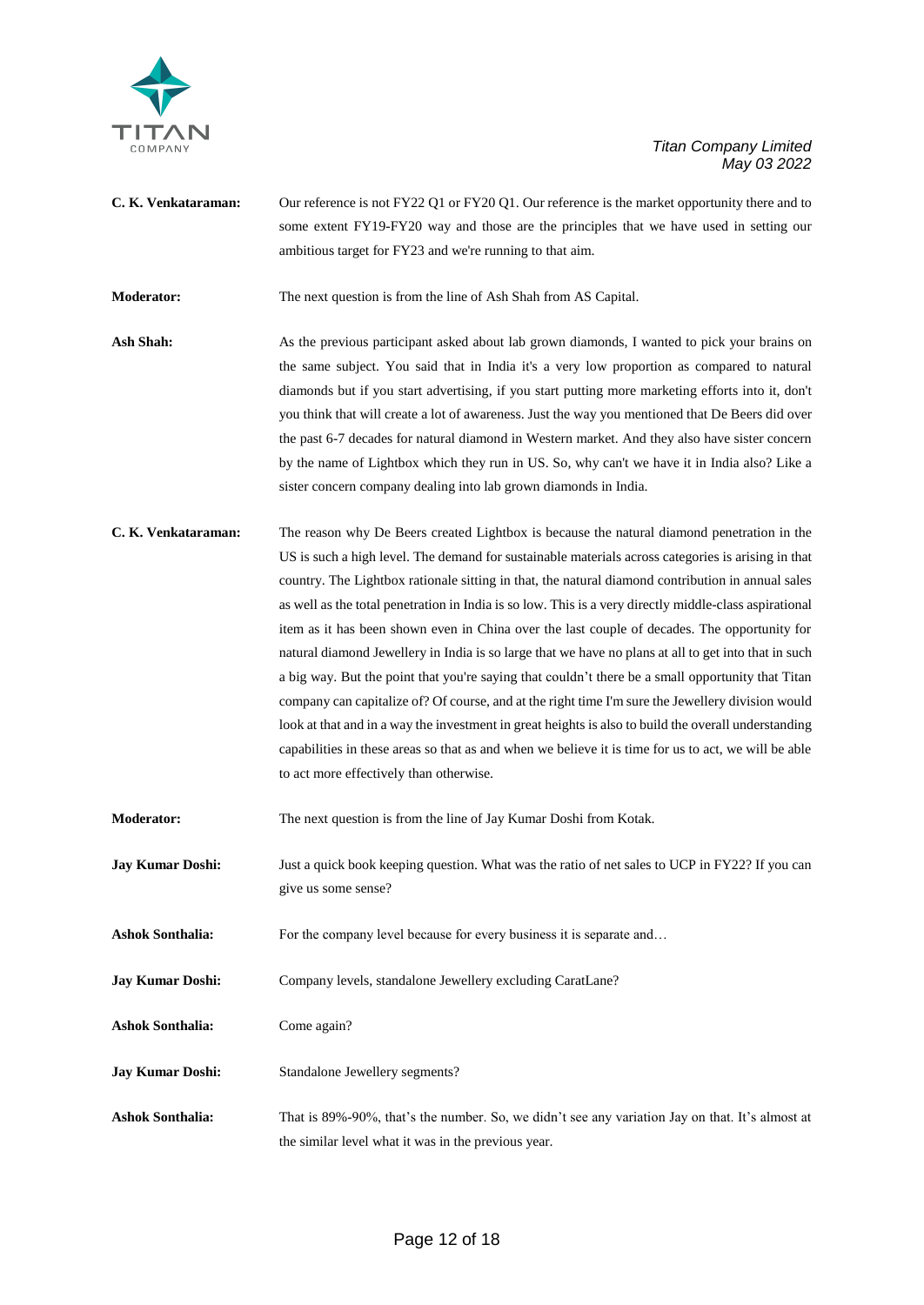**C. K. Venkataraman:** Our reference is not FY22 Q1 or FY20 Q1. Our reference is the market opportunity there and to some extent FY19-FY20 way and those are the principles that we have used in setting our ambitious target for FY23 and we're running to that aim.

**Moderator:** The next question is from the line of Ash Shah from AS Capital.

**Ash Shah:** As the previous participant asked about lab grown diamonds, I wanted to pick your brains on the same subject. You said that in India it's a very low proportion as compared to natural diamonds but if you start advertising, if you start putting more marketing efforts into it, don't you think that will create a lot of awareness. Just the way you mentioned that De Beers did over the past 6-7 decades for natural diamond in Western market. And they also have sister concern by the name of Lightbox which they run in US. So, why can't we have it in India also? Like a sister concern company dealing into lab grown diamonds in India.

**C. K. Venkataraman:** The reason why De Beers created Lightbox is because the natural diamond penetration in the US is such a high level. The demand for sustainable materials across categories is arising in that country. The Lightbox rationale sitting in that, the natural diamond contribution in annual sales as well as the total penetration in India is so low. This is a very directly middle-class aspirational item as it has been shown even in China over the last couple of decades. The opportunity for natural diamond Jewellery in India is so large that we have no plans at all to get into that in such a big way. But the point that you're saying that couldn't there be a small opportunity that Titan company can capitalize of? Of course, and at the right time I'm sure the Jewellery division would look at that and in a way the investment in great heights is also to build the overall understanding capabilities in these areas so that as and when we believe it is time for us to act, we will be able to act more effectively than otherwise.

**Moderator:** The next question is from the line of Jay Kumar Doshi from Kotak.

**Jay Kumar Doshi:** Just a quick book keeping question. What was the ratio of net sales to UCP in FY22? If you can give us some sense?

**Ashok Sonthalia:** For the company level because for every business it is separate and…

**Jay Kumar Doshi:** Company levels, standalone Jewellery excluding CaratLane?

**Ashok Sonthalia:** Come again?

**Jay Kumar Doshi:** Standalone Jewellery segments?

**Ashok Sonthalia:** That is 89%-90%, that's the number. So, we didn't see any variation Jay on that. It's almost at the similar level what it was in the previous year.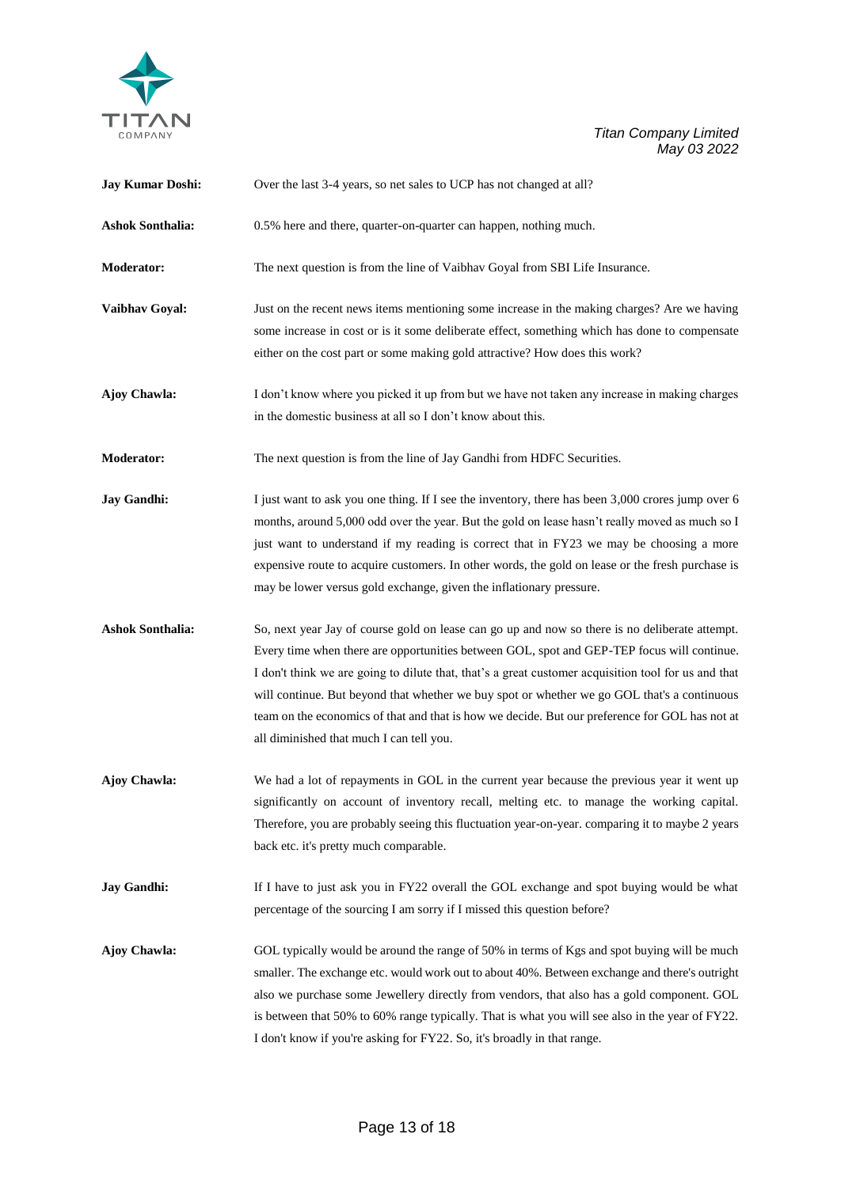**Jay Kumar Doshi:** Over the last 3-4 years, so net sales to UCP has not changed at all?

**Ashok Sonthalia:** 0.5% here and there, quarter-on-quarter can happen, nothing much.

**Moderator:** The next question is from the line of Vaibhav Goyal from SBI Life Insurance.

**Vaibhav Goyal:** Just on the recent news items mentioning some increase in the making charges? Are we having some increase in cost or is it some deliberate effect, something which has done to compensate either on the cost part or some making gold attractive? How does this work?

**Ajoy Chawla:** I don't know where you picked it up from but we have not taken any increase in making charges in the domestic business at all so I don't know about this.

**Moderator:** The next question is from the line of Jay Gandhi from HDFC Securities.

**Jay Gandhi:** I just want to ask you one thing. If I see the inventory, there has been 3,000 crores jump over 6 months, around 5,000 odd over the year. But the gold on lease hasn't really moved as much so I just want to understand if my reading is correct that in FY23 we may be choosing a more expensive route to acquire customers. In other words, the gold on lease or the fresh purchase is may be lower versus gold exchange, given the inflationary pressure.

**Ashok Sonthalia:** So, next year Jay of course gold on lease can go up and now so there is no deliberate attempt. Every time when there are opportunities between GOL, spot and GEP-TEP focus will continue. I don't think we are going to dilute that, that's a great customer acquisition tool for us and that will continue. But beyond that whether we buy spot or whether we go GOL that's a continuous team on the economics of that and that is how we decide. But our preference for GOL has not at all diminished that much I can tell you.

**Ajoy Chawla:** We had a lot of repayments in GOL in the current year because the previous year it went up significantly on account of inventory recall, melting etc. to manage the working capital. Therefore, you are probably seeing this fluctuation year-on-year. comparing it to maybe 2 years back etc. it's pretty much comparable.

**Jay Gandhi:** If I have to just ask you in FY22 overall the GOL exchange and spot buying would be what percentage of the sourcing I am sorry if I missed this question before?

**Ajoy Chawla:** GOL typically would be around the range of 50% in terms of Kgs and spot buying will be much smaller. The exchange etc. would work out to about 40%. Between exchange and there's outright also we purchase some Jewellery directly from vendors, that also has a gold component. GOL is between that 50% to 60% range typically. That is what you will see also in the year of FY22. I don't know if you're asking for FY22. So, it's broadly in that range.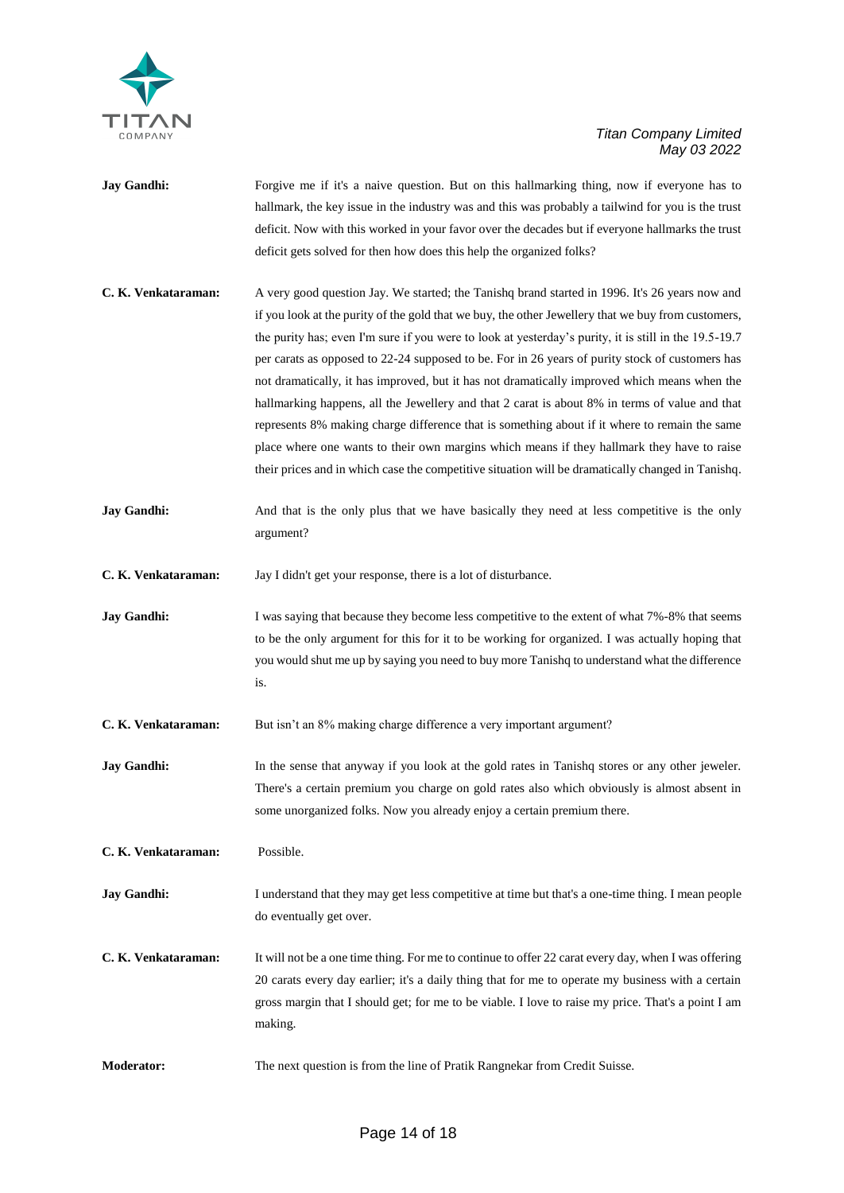**Jay Gandhi:** Forgive me if it's a naive question. But on this hallmarking thing, now if everyone has to hallmark, the key issue in the industry was and this was probably a tailwind for you is the trust deficit. Now with this worked in your favor over the decades but if everyone hallmarks the trust deficit gets solved for then how does this help the organized folks?

**C. K. Venkataraman:** A very good question Jay. We started; the Tanishq brand started in 1996. It's 26 years now and if you look at the purity of the gold that we buy, the other Jewellery that we buy from customers, the purity has; even I'm sure if you were to look at yesterday's purity, it is still in the 19.5-19.7 per carats as opposed to 22-24 supposed to be. For in 26 years of purity stock of customers has not dramatically, it has improved, but it has not dramatically improved which means when the hallmarking happens, all the Jewellery and that 2 carat is about 8% in terms of value and that represents 8% making charge difference that is something about if it where to remain the same place where one wants to their own margins which means if they hallmark they have to raise their prices and in which case the competitive situation will be dramatically changed in Tanishq.

**Jay Gandhi:** And that is the only plus that we have basically they need at less competitive is the only argument?

**C. K. Venkataraman:** Jay I didn't get your response, there is a lot of disturbance.

**Jay Gandhi:** I was saying that because they become less competitive to the extent of what 7%-8% that seems to be the only argument for this for it to be working for organized. I was actually hoping that you would shut me up by saying you need to buy more Tanishq to understand what the difference is.

**C. K. Venkataraman:** But isn't an 8% making charge difference a very important argument?

**Jay Gandhi:** In the sense that anyway if you look at the gold rates in Tanishq stores or any other jeweler. There's a certain premium you charge on gold rates also which obviously is almost absent in some unorganized folks. Now you already enjoy a certain premium there.

**C. K. Venkataraman:** Possible.

**Jay Gandhi:** I understand that they may get less competitive at time but that's a one-time thing. I mean people do eventually get over.

**C. K. Venkataraman:** It will not be a one time thing. For me to continue to offer 22 carat every day, when I was offering 20 carats every day earlier; it's a daily thing that for me to operate my business with a certain gross margin that I should get; for me to be viable. I love to raise my price. That's a point I am making.

**Moderator:** The next question is from the line of Pratik Rangnekar from Credit Suisse.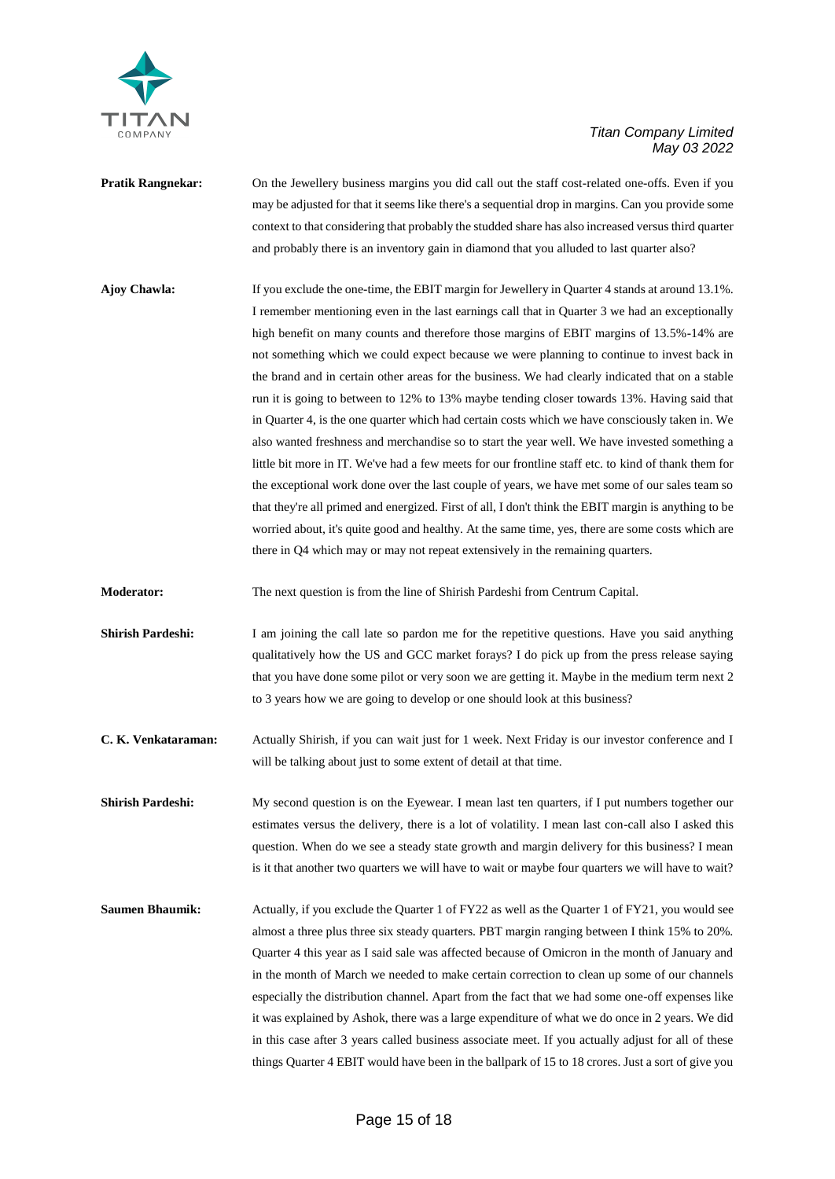**Pratik Rangnekar:** On the Jewellery business margins you did call out the staff cost-related one-offs. Even if you may be adjusted for that it seems like there's a sequential drop in margins. Can you provide some context to that considering that probably the studded share has also increased versus third quarter and probably there is an inventory gain in diamond that you alluded to last quarter also?

**Ajoy Chawla:** If you exclude the one-time, the EBIT margin for Jewellery in Quarter 4 stands at around 13.1%. I remember mentioning even in the last earnings call that in Quarter 3 we had an exceptionally high benefit on many counts and therefore those margins of EBIT margins of 13.5%-14% are not something which we could expect because we were planning to continue to invest back in the brand and in certain other areas for the business. We had clearly indicated that on a stable run it is going to between to 12% to 13% maybe tending closer towards 13%. Having said that in Quarter 4, is the one quarter which had certain costs which we have consciously taken in. We also wanted freshness and merchandise so to start the year well. We have invested something a little bit more in IT. We've had a few meets for our frontline staff etc. to kind of thank them for the exceptional work done over the last couple of years, we have met some of our sales team so that they're all primed and energized. First of all, I don't think the EBIT margin is anything to be worried about, it's quite good and healthy. At the same time, yes, there are some costs which are there in Q4 which may or may not repeat extensively in the remaining quarters.

**Moderator:** The next question is from the line of Shirish Pardeshi from Centrum Capital.

**Shirish Pardeshi:** I am joining the call late so pardon me for the repetitive questions. Have you said anything qualitatively how the US and GCC market forays? I do pick up from the press release saying that you have done some pilot or very soon we are getting it. Maybe in the medium term next 2 to 3 years how we are going to develop or one should look at this business?

**C. K. Venkataraman:** Actually Shirish, if you can wait just for 1 week. Next Friday is our investor conference and I will be talking about just to some extent of detail at that time.

**Shirish Pardeshi:** My second question is on the Eyewear. I mean last ten quarters, if I put numbers together our estimates versus the delivery, there is a lot of volatility. I mean last con-call also I asked this question. When do we see a steady state growth and margin delivery for this business? I mean is it that another two quarters we will have to wait or maybe four quarters we will have to wait?

**Saumen Bhaumik:** Actually, if you exclude the Quarter 1 of FY22 as well as the Quarter 1 of FY21, you would see almost a three plus three six steady quarters. PBT margin ranging between I think 15% to 20%. Quarter 4 this year as I said sale was affected because of Omicron in the month of January and in the month of March we needed to make certain correction to clean up some of our channels especially the distribution channel. Apart from the fact that we had some one-off expenses like it was explained by Ashok, there was a large expenditure of what we do once in 2 years. We did in this case after 3 years called business associate meet. If you actually adjust for all of these things Quarter 4 EBIT would have been in the ballpark of 15 to 18 crores. Just a sort of give you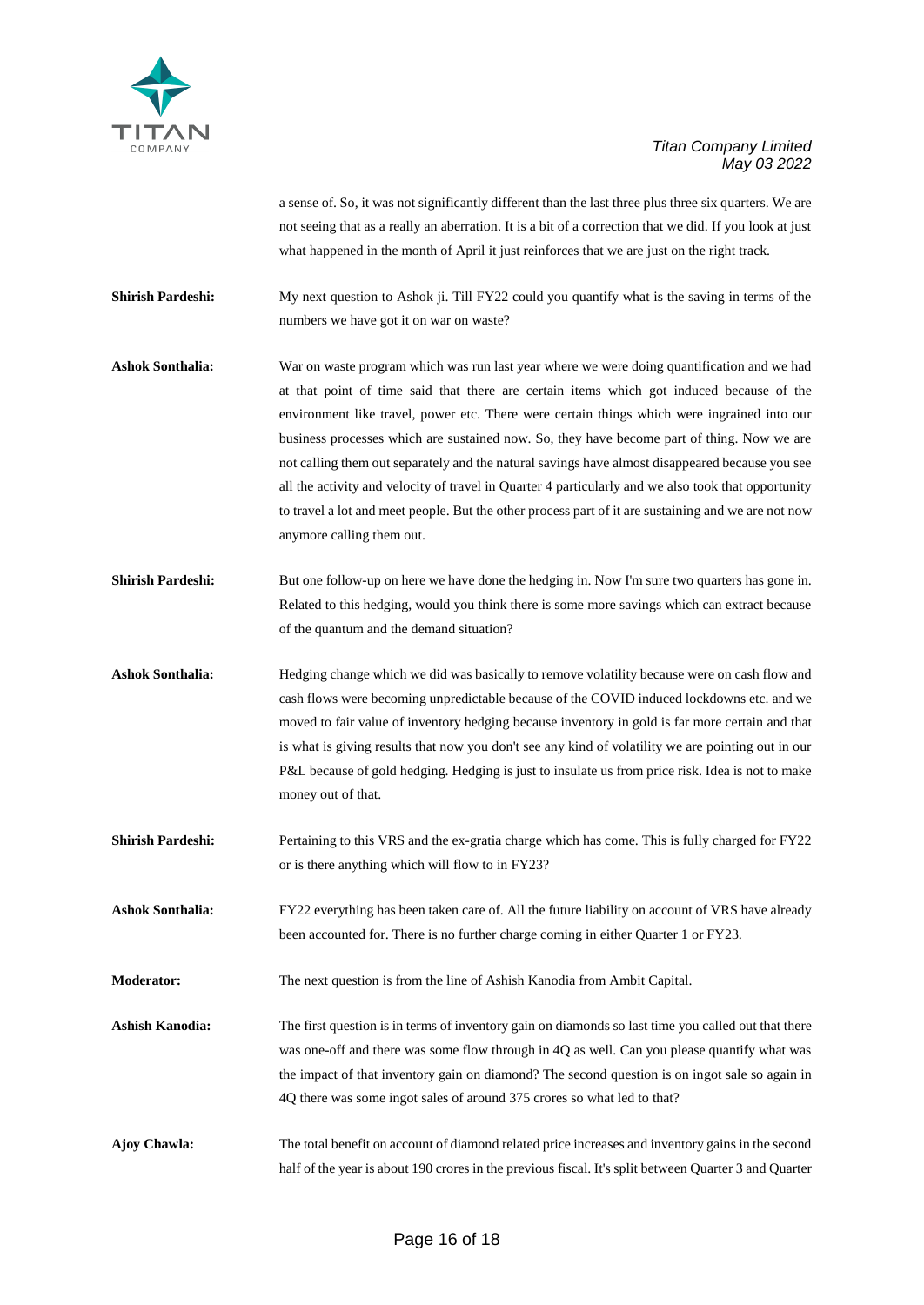a sense of. So, it was not significantly different than the last three plus three six quarters. We are not seeing that as a really an aberration. It is a bit of a correction that we did. If you look at just what happened in the month of April it just reinforces that we are just on the right track.

**Shirish Pardeshi:** My next question to Ashok ji. Till FY22 could you quantify what is the saving in terms of the numbers we have got it on war on waste?

**Ashok Sonthalia:** War on waste program which was run last year where we were doing quantification and we had at that point of time said that there are certain items which got induced because of the environment like travel, power etc. There were certain things which were ingrained into our business processes which are sustained now. So, they have become part of thing. Now we are not calling them out separately and the natural savings have almost disappeared because you see all the activity and velocity of travel in Quarter 4 particularly and we also took that opportunity to travel a lot and meet people. But the other process part of it are sustaining and we are not now anymore calling them out.

**Shirish Pardeshi:** But one follow-up on here we have done the hedging in. Now I'm sure two quarters has gone in. Related to this hedging, would you think there is some more savings which can extract because of the quantum and the demand situation?

**Ashok Sonthalia:** Hedging change which we did was basically to remove volatility because were on cash flow and cash flows were becoming unpredictable because of the COVID induced lockdowns etc. and we moved to fair value of inventory hedging because inventory in gold is far more certain and that is what is giving results that now you don't see any kind of volatility we are pointing out in our P&L because of gold hedging. Hedging is just to insulate us from price risk. Idea is not to make money out of that.

**Shirish Pardeshi:** Pertaining to this VRS and the ex-gratia charge which has come. This is fully charged for FY22 or is there anything which will flow to in FY23?

**Ashok Sonthalia:** FY22 everything has been taken care of. All the future liability on account of VRS have already been accounted for. There is no further charge coming in either Quarter 1 or FY23.

**Moderator:** The next question is from the line of Ashish Kanodia from Ambit Capital.

**Ashish Kanodia:** The first question is in terms of inventory gain on diamonds so last time you called out that there was one-off and there was some flow through in 4Q as well. Can you please quantify what was the impact of that inventory gain on diamond? The second question is on ingot sale so again in 4Q there was some ingot sales of around 375 crores so what led to that?

**Ajoy Chawla:** The total benefit on account of diamond related price increases and inventory gains in the second half of the year is about 190 crores in the previous fiscal. It's split between Quarter 3 and Quarter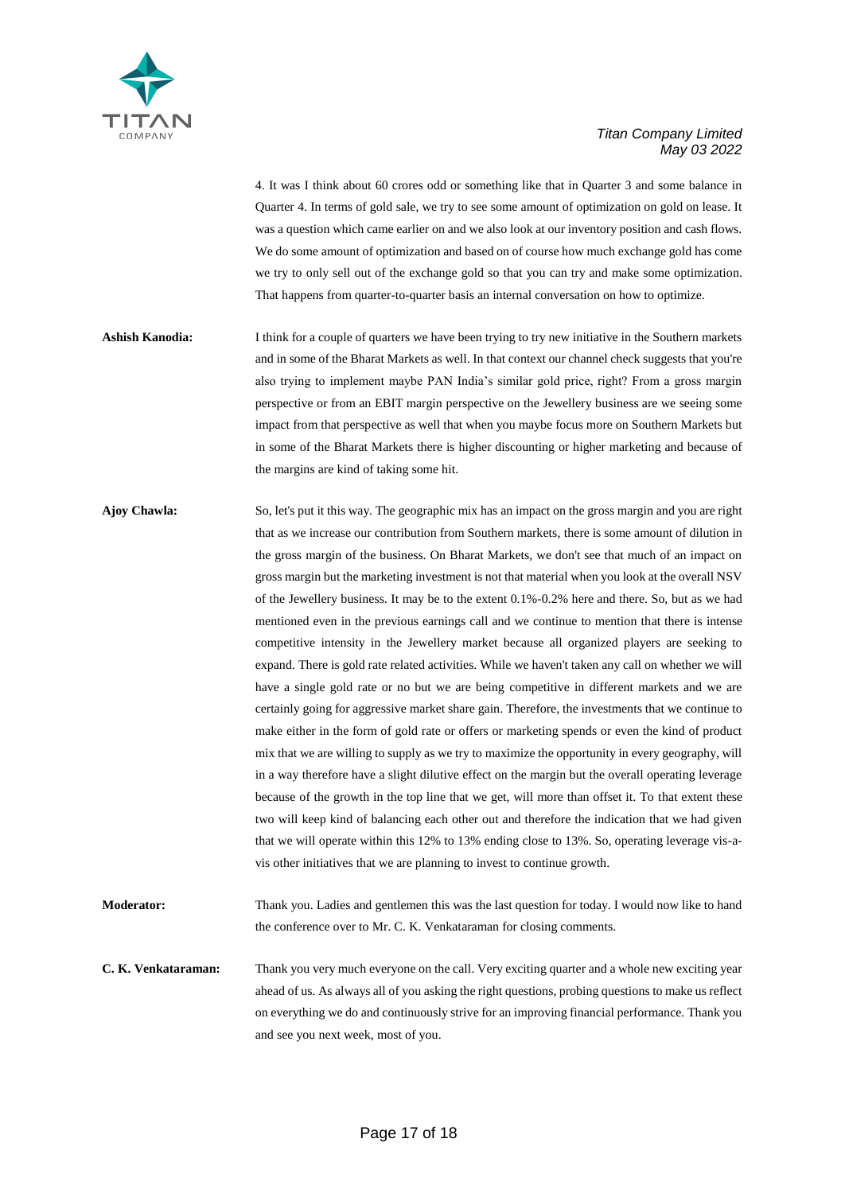4. It was I think about 60 crores odd or something like that in Quarter 3 and some balance in Quarter 4. In terms of gold sale, we try to see some amount of optimization on gold on lease. It was a question which came earlier on and we also look at our inventory position and cash flows. We do some amount of optimization and based on of course how much exchange gold has come we try to only sell out of the exchange gold so that you can try and make some optimization. That happens from quarter-to-quarter basis an internal conversation on how to optimize.

**Ashish Kanodia:** I think for a couple of quarters we have been trying to try new initiative in the Southern markets and in some of the Bharat Markets as well. In that context our channel check suggests that you're also trying to implement maybe PAN India's similar gold price, right? From a gross margin perspective or from an EBIT margin perspective on the Jewellery business are we seeing some impact from that perspective as well that when you maybe focus more on Southern Markets but in some of the Bharat Markets there is higher discounting or higher marketing and because of the margins are kind of taking some hit.

**Ajoy Chawla:** So, let's put it this way. The geographic mix has an impact on the gross margin and you are right that as we increase our contribution from Southern markets, there is some amount of dilution in the gross margin of the business. On Bharat Markets, we don't see that much of an impact on gross margin but the marketing investment is not that material when you look at the overall NSV of the Jewellery business. It may be to the extent 0.1%-0.2% here and there. So, but as we had mentioned even in the previous earnings call and we continue to mention that there is intense competitive intensity in the Jewellery market because all organized players are seeking to expand. There is gold rate related activities. While we haven't taken any call on whether we will have a single gold rate or no but we are being competitive in different markets and we are certainly going for aggressive market share gain. Therefore, the investments that we continue to make either in the form of gold rate or offers or marketing spends or even the kind of product mix that we are willing to supply as we try to maximize the opportunity in every geography, will in a way therefore have a slight dilutive effect on the margin but the overall operating leverage because of the growth in the top line that we get, will more than offset it. To that extent these two will keep kind of balancing each other out and therefore the indication that we had given that we will operate within this 12% to 13% ending close to 13%. So, operating leverage vis-a-vis other initiatives that we are planning to invest to continue growth.

**Moderator:** Thank you. Ladies and gentlemen this was the last question for today. I would now like to hand the conference over to Mr. C. K. Venkataraman for closing comments.

**C. K. Venkataraman:** Thank you very much everyone on the call. Very exciting quarter and a whole new exciting year ahead of us. As always all of you asking the right questions, probing questions to make us reflect on everything we do and continuously strive for an improving financial performance. Thank you and see you next week, most of you.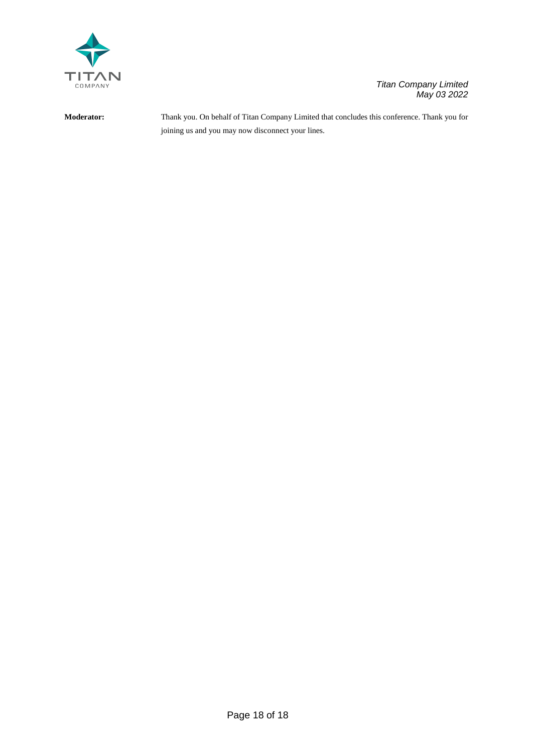**Moderator:** Thank you. On behalf of Titan Company Limited that concludes this conference. Thank you for joining us and you may now disconnect your lines.